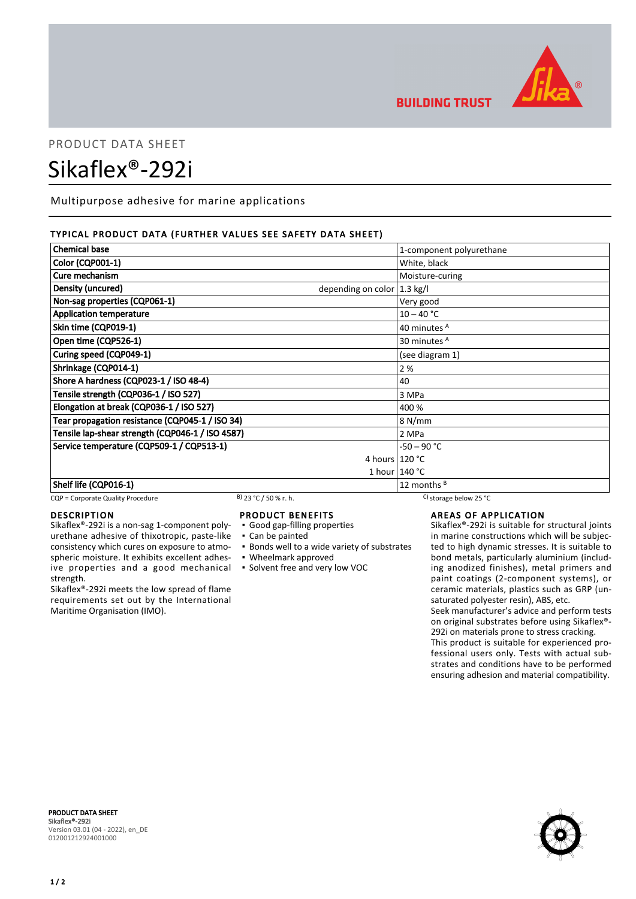BUILDING TRUST

PRODUCT DATA SHEET

# Sikaflex®-292i

Multipurpose adhesive for marine applications

## TYPICAL PRODUCT DATA (FURTHER VALUES SEE SAFETY DATA SHEET)

| Property | | Value |
|---|---|---|
| **Chemical base** | | 1-component polyurethane |
| **Color (CQP001-1)** | | White, black |
| **Cure mechanism** | | Moisture-curing |
| **Density (uncured)** | depending on color | 1.3 kg/l |
| **Non-sag properties (CQP061-1)** | | Very good |
| **Application temperature** | | 10 – 40 °C |
| **Skin time (CQP019-1)** | | 40 minutes A |
| **Open time (CQP526-1)** | | 30 minutes A |
| **Curing speed (CQP049-1)** | | (see diagram 1) |
| **Shrinkage (CQP014-1)** | | 2 % |
| **Shore A hardness (CQP023-1 / ISO 48-4)** | | 40 |
| **Tensile strength (CQP036-1 / ISO 527)** | | 3 MPa |
| **Elongation at break (CQP036-1 / ISO 527)** | | 400 % |
| **Tear propagation resistance (CQP045-1 / ISO 34)** | | 8 N/mm |
| **Tensile lap-shear strength (CQP046-1 / ISO 4587)** | | 2 MPa |
| **Service temperature (CQP509-1 / CQP513-1)** | | -50 – 90 °C |
| | 4 hours | 120 °C |
| | 1 hour | 140 °C |
| **Shelf life (CQP016-1)** | | 12 months B |

CQP = Corporate Quality Procedure B) 23 °C / 50 % r. h. C) storage below 25 °C

### DESCRIPTION

Sikaflex®-292i is a non-sag 1-component polyurethane adhesive of thixotropic, paste-like consistency which cures on exposure to atmospheric moisture. It exhibits excellent adhesive properties and a good mechanical strength.

Sikaflex®-292i meets the low spread of flame requirements set out by the International Maritime Organisation (IMO).

### PRODUCT BENEFITS

- Good gap-filling properties
- Can be painted
- Bonds well to a wide variety of substrates
- Wheelmark approved
- Solvent free and very low VOC

### AREAS OF APPLICATION

Sikaflex®-292i is suitable for structural joints in marine constructions which will be subjected to high dynamic stresses. It is suitable to bond metals, particularly aluminium (including anodized finishes), metal primers and paint coatings (2-component systems), or ceramic materials, plastics such as GRP (unsaturated polyester resin), ABS, etc.

Seek manufacturer's advice and perform tests on original substrates before using Sikaflex®-292i on materials prone to stress cracking.

This product is suitable for experienced professional users only. Tests with actual substrates and conditions have to be performed ensuring adhesion and material compatibility.

**PRODUCT DATA SHEET**
**Sikaflex®-292i**
Version 03.01 (04 - 2022), en_DE
012001212924001000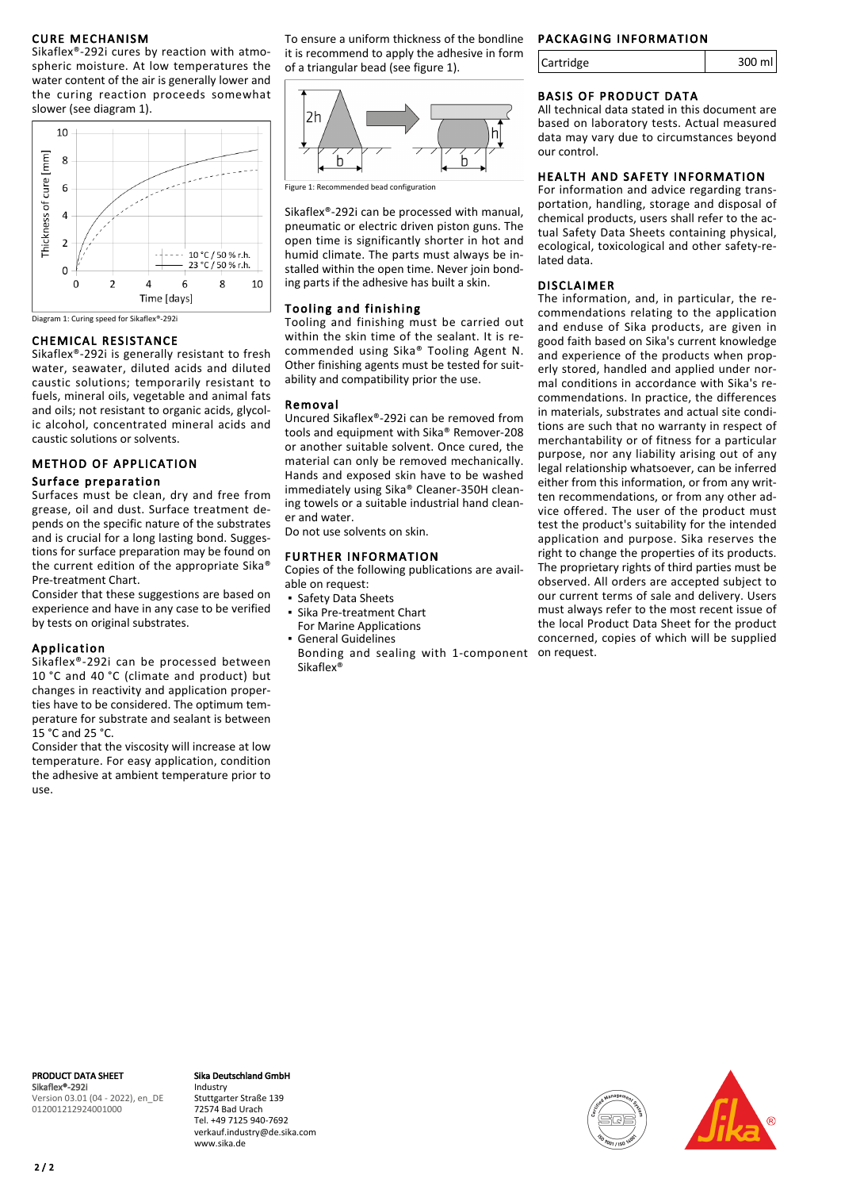## CURE MECHANISM

Sikaflex®-292i cures by reaction with atmospheric moisture. At low temperatures the water content of the air is generally lower and the curing reaction proceeds somewhat slower (see diagram 1).

Thickness of cure [mm]
10
8
6
4
2
0
0 2 4 6 8 10
Time [days]
10 °C / 50 % r.h.
23 °C / 50 % r.h.

Diagram 1: Curing speed for Sikaflex®-292i

## CHEMICAL RESISTANCE

Sikaflex®-292i is generally resistant to fresh water, seawater, diluted acids and diluted caustic solutions; temporarily resistant to fuels, mineral oils, vegetable and animal fats and oils; not resistant to organic acids, glycolic alcohol, concentrated mineral acids and caustic solutions or solvents.

## METHOD OF APPLICATION

### Surface preparation

Surfaces must be clean, dry and free from grease, oil and dust. Surface treatment depends on the specific nature of the substrates and is crucial for a long lasting bond. Suggestions for surface preparation may be found on the current edition of the appropriate Sika® Pre-treatment Chart.

Consider that these suggestions are based on experience and have in any case to be verified by tests on original substrates.

### Application

Sikaflex®-292i can be processed between 10 °C and 40 °C (climate and product) but changes in reactivity and application properties have to be considered. The optimum temperature for substrate and sealant is between 15 °C and 25 °C.

Consider that the viscosity will increase at low temperature. For easy application, condition the adhesive at ambient temperature prior to use.

To ensure a uniform thickness of the bondline it is recommend to apply the adhesive in form of a triangular bead (see figure 1).

2h
h
b
b

Figure 1: Recommended bead configuration

Sikaflex®-292i can be processed with manual, pneumatic or electric driven piston guns. The open time is significantly shorter in hot and humid climate. The parts must always be installed within the open time. Never join bonding parts if the adhesive has built a skin.

### Tooling and finishing

Tooling and finishing must be carried out within the skin time of the sealant. It is recommended using Sika® Tooling Agent N. Other finishing agents must be tested for suitability and compatibility prior the use.

### Removal

Uncured Sikaflex®-292i can be removed from tools and equipment with Sika® Remover-208 or another suitable solvent. Once cured, the material can only be removed mechanically. Hands and exposed skin have to be washed immediately using Sika® Cleaner-350H cleaning towels or a suitable industrial hand cleaner and water.

Do not use solvents on skin.

## FURTHER INFORMATION

Copies of the following publications are available on request:

- Safety Data Sheets
- Sika Pre-treatment Chart For Marine Applications
- General Guidelines Bonding and sealing with 1-component Sikaflex®

## PACKAGING INFORMATION

| | |
|---|---|
| Cartridge | 300 ml |

## BASIS OF PRODUCT DATA

All technical data stated in this document are based on laboratory tests. Actual measured data may vary due to circumstances beyond our control.

## HEALTH AND SAFETY INFORMATION

For information and advice regarding transportation, handling, storage and disposal of chemical products, users shall refer to the actual Safety Data Sheets containing physical, ecological, toxicological and other safety-related data.

## DISCLAIMER

The information, and, in particular, the recommendations relating to the application and enduse of Sika products, are given in good faith based on Sika's current knowledge and experience of the products when properly stored, handled and applied under normal conditions in accordance with Sika's recommendations. In practice, the differences in materials, substrates and actual site conditions are such that no warranty in respect of merchantability or of fitness for a particular purpose, nor any liability arising out of any legal relationship whatsoever, can be inferred either from this information, or from any written recommendations, or from any other advice offered. The user of the product must test the product's suitability for the intended application and purpose. Sika reserves the right to change the properties of its products. The proprietary rights of third parties must be observed. All orders are accepted subject to our current terms of sale and delivery. Users must always refer to the most recent issue of the local Product Data Sheet for the product concerned, copies of which will be supplied on request.

**PRODUCT DATA SHEET**
**Sikaflex®-292i**
Version 03.01 (04 - 2022), en_DE
012001212924001000

**Sika Deutschland GmbH**
Industry
Stuttgarter Straße 139
72574 Bad Urach
Tel. +49 7125 940-7692
verkauf.industry@de.sika.com
www.sika.de